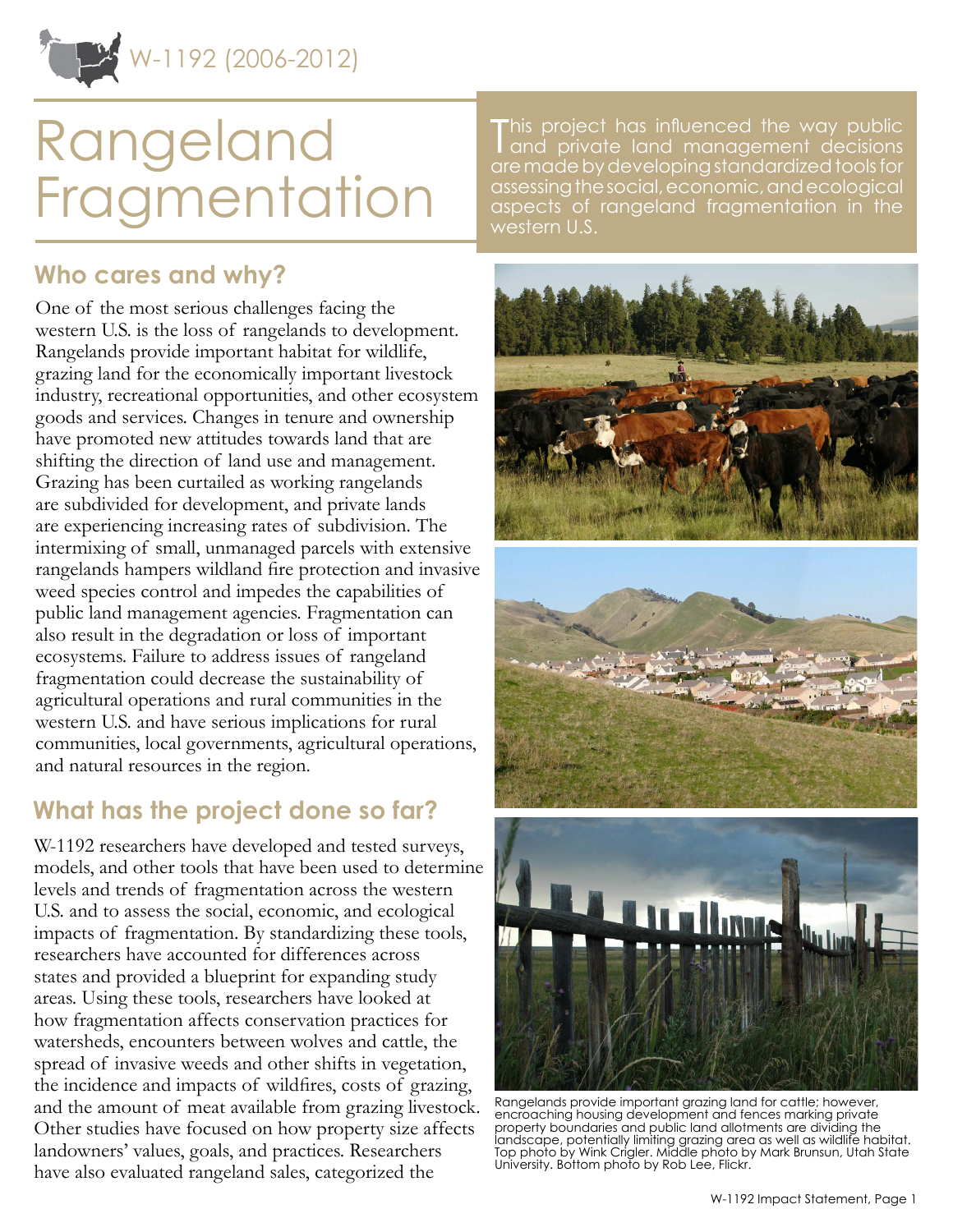W-1192 (2006-2012)

# Rangeland Fragmentation

This project has influenced the way public and private land management decisions are made by developing standardized tools for assessing the social, economic, and ecological aspects of rangeland fragmentation in the western U.S.

## Who cares and why?

One of the most serious challenges facing the western U.S. is the loss of rangelands to development. Rangelands provide important habitat for wildlife, grazing land for the economically important livestock industry, recreational opportunities, and other ecosystem goods and services. Changes in tenure and ownership have promoted new attitudes towards land that are shifting the direction of land use and management. Grazing has been curtailed as working rangelands are subdivided for development, and private lands are experiencing increasing rates of subdivision. The intermixing of small, unmanaged parcels with extensive rangelands hampers wildland fire protection and invasive weed species control and impedes the capabilities of public land management agencies. Fragmentation can also result in the degradation or loss of important ecosystems. Failure to address issues of rangeland fragmentation could decrease the sustainability of agricultural operations and rural communities in the western U.S. and have serious implications for rural communities, local governments, agricultural operations, and natural resources in the region.

## What has the project done so far?

W-1192 researchers have developed and tested surveys, models, and other tools that have been used to determine levels and trends of fragmentation across the western U.S. and to assess the social, economic, and ecological impacts of fragmentation. By standardizing these tools, researchers have accounted for differences across states and provided a blueprint for expanding study areas. Using these tools, researchers have looked at how fragmentation affects conservation practices for watersheds, encounters between wolves and cattle, the spread of invasive weeds and other shifts in vegetation, the incidence and impacts of wildfires, costs of grazing, and the amount of meat available from grazing livestock. Other studies have focused on how property size affects landowners' values, goals, and practices. Researchers have also evaluated rangeland sales, categorized the

Rangelands provide important grazing land for cattle; however, encroaching housing development and fences marking private property boundaries and public land allotments are dividing the landscape, potentially limiting grazing area as well as wildlife habitat. Top photo by Wink Crigler. Middle photo by Mark Brunsun, Utah State University. Bottom photo by Rob Lee, Flickr.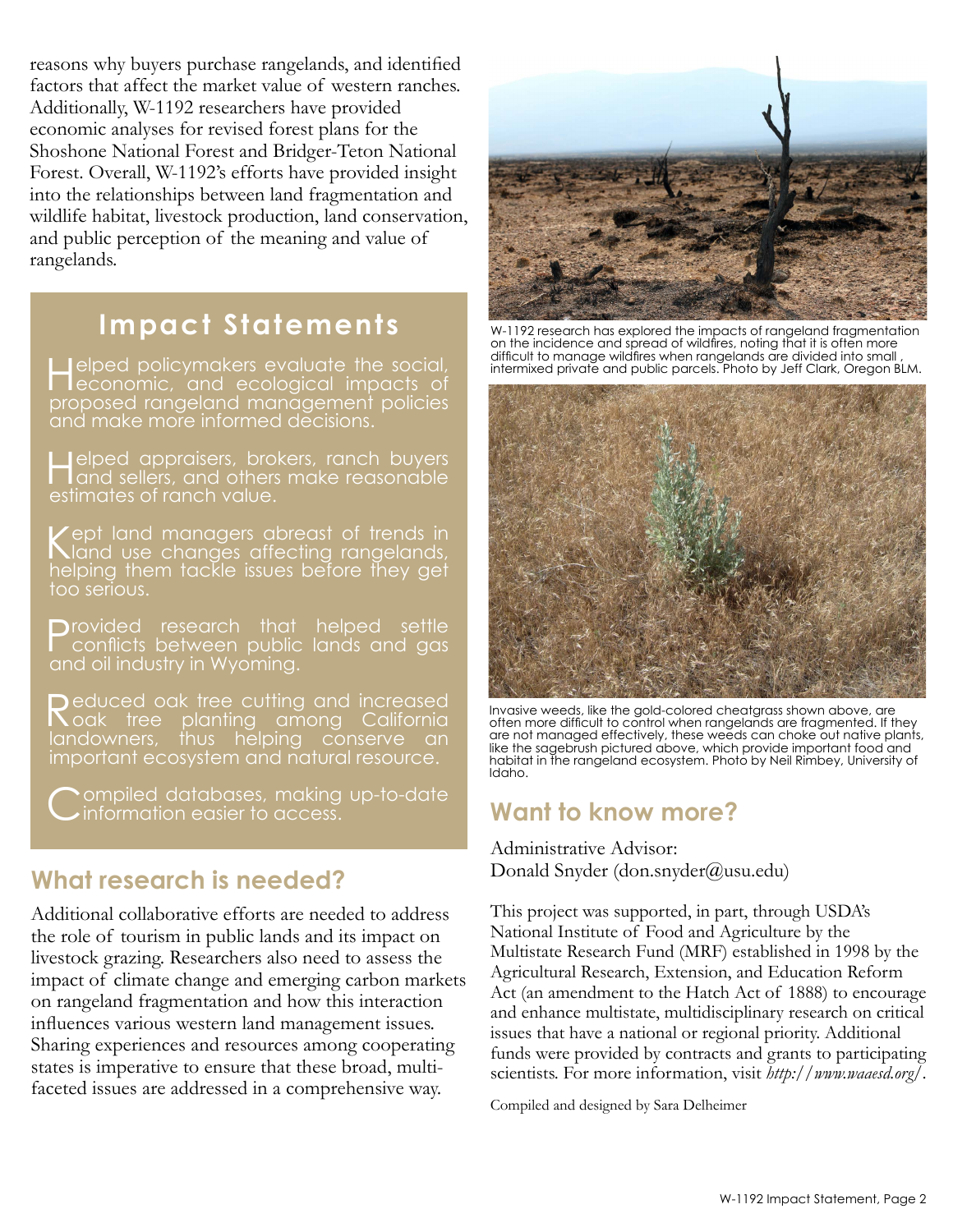reasons why buyers purchase rangelands, and identified factors that affect the market value of western ranches. Additionally, W-1192 researchers have provided economic analyses for revised forest plans for the Shoshone National Forest and Bridger-Teton National Forest. Overall, W-1192's efforts have provided insight into the relationships between land fragmentation and wildlife habitat, livestock production, land conservation, and public perception of the meaning and value of rangelands.

## Impact Statements

Helped policymakers evaluate the social, economic, and ecological impacts of proposed rangeland management policies and make more informed decisions.

Helped appraisers, brokers, ranch buyers and sellers, and others make reasonable estimates of ranch value.

Kept land managers abreast of trends in land use changes affecting rangelands, helping them tackle issues before they get too serious.

Provided research that helped settle conflicts between public lands and gas and oil industry in Wyoming.

Reduced oak tree cutting and increased oak tree planting among California landowners, thus helping conserve an important ecosystem and natural resource.

Compiled databases, making up-to-date information easier to access.

## What research is needed?

Additional collaborative efforts are needed to address the role of tourism in public lands and its impact on livestock grazing. Researchers also need to assess the impact of climate change and emerging carbon markets on rangeland fragmentation and how this interaction influences various western land management issues. Sharing experiences and resources among cooperating states is imperative to ensure that these broad, multi-faceted issues are addressed in a comprehensive way.

W-1192 research has explored the impacts of rangeland fragmentation on the incidence and spread of wildfires, noting that it is often more difficult to manage wildfires when rangelands are divided into small , intermixed private and public parcels. Photo by Jeff Clark, Oregon BLM.

Invasive weeds, like the gold-colored cheatgrass shown above, are often more difficult to control when rangelands are fragmented. If they are not managed effectively, these weeds can choke out native plants, like the sagebrush pictured above, which provide important food and habitat in the rangeland ecosystem. Photo by Neil Rimbey, University of Idaho.

## Want to know more?

Administrative Advisor:
Donald Snyder (don.snyder@usu.edu)

This project was supported, in part, through USDA's National Institute of Food and Agriculture by the Multistate Research Fund (MRF) established in 1998 by the Agricultural Research, Extension, and Education Reform Act (an amendment to the Hatch Act of 1888) to encourage and enhance multistate, multidisciplinary research on critical issues that have a national or regional priority. Additional funds were provided by contracts and grants to participating scientists. For more information, visit *http://www.waaesd.org/*.

Compiled and designed by Sara Delheimer